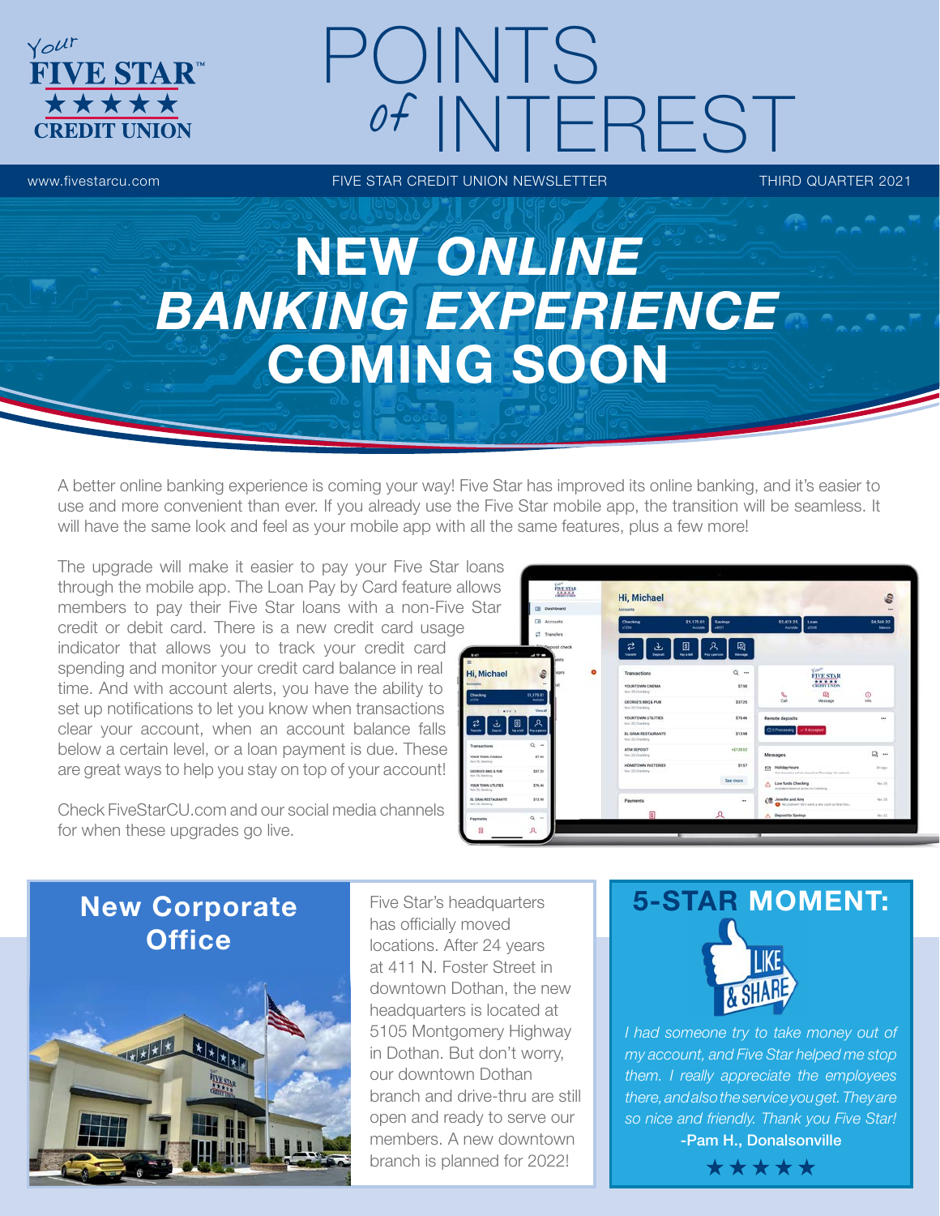# POINTS of INTEREST

www.fivestarcu.com — FIVE STAR CREDIT UNION NEWSLETTER — THIRD QUARTER 2021

# NEW *ONLINE BANKING EXPERIENCE* COMING SOON

A better online banking experience is coming your way! Five Star has improved its online banking, and it's easier to use and more convenient than ever. If you already use the Five Star mobile app, the transition will be seamless. It will have the same look and feel as your mobile app with all the same features, plus a few more!

The upgrade will make it easier to pay your Five Star loans through the mobile app. The Loan Pay by Card feature allows members to pay their Five Star loans with a non-Five Star credit or debit card. There is a new credit card usage indicator that allows you to track your credit card spending and monitor your credit card balance in real time. And with account alerts, you have the ability to set up notifications to let you know when transactions clear your account, when an account balance falls below a certain level, or a loan payment is due. These are great ways to help you stay on top of your account!

Check FiveStarCU.com and our social media channels for when these upgrades go live.

## New Corporate Office

Five Star's headquarters has officially moved locations. After 24 years at 411 N. Foster Street in downtown Dothan, the new headquarters is located at 5105 Montgomery Highway in Dothan. But don't worry, our downtown Dothan branch and drive-thru are still open and ready to serve our members. A new downtown branch is planned for 2022!

## 5-STAR MOMENT:

*I had someone try to take money out of my account, and Five Star helped me stop them. I really appreciate the employees there, and also the service you get. They are so nice and friendly. Thank you Five Star!*

**-Pam H., Donalsonville**

★★★★★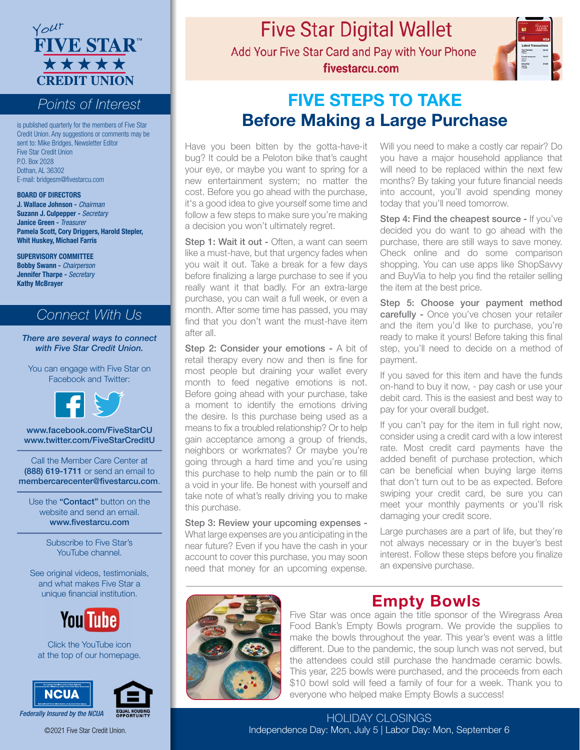# Your FIVE STAR CREDIT UNION

## Points of Interest

is published quarterly for the members of Five Star Credit Union. Any suggestions or comments may be sent to: Mike Bridges, Newsletter Editor
Five Star Credit Union
P.O. Box 2028
Dothan, AL 36302
E-mail: bridgesm@fivestarcu.com

**BOARD OF DIRECTORS**
**J. Wallace Johnson** - *Chairman*
**Suzann J. Culpepper** - *Secretary*
**Janice Green** - *Treasurer*
**Pamela Scott, Cory Driggers, Harold Stepler, Whit Huskey, Michael Farris**

**SUPERVISORY COMMITTEE**
**Bobby Swann** - *Chairperson*
**Jennifer Tharpe** - *Secretary*
**Kathy McBrayer**

## Connect With Us

***There are several ways to connect with Five Star Credit Union.***

You can engage with Five Star on Facebook and Twitter:

**www.facebook.com/FiveStarCU**
**www.twitter.com/FiveStarCreditU**

Call the Member Care Center at **(888) 619-1711** or send an email to **membercarecenter@fivestarcu.com**.

Use the **"Contact"** button on the website and send an email. **www.fivestarcu.com**

Subscribe to Five Star's YouTube channel.

See original videos, testimonials, and what makes Five Star a unique financial institution.

Click the YouTube icon at the top of our homepage.

*Federally Insured by the NCUA*

©2021 Five Star Credit Union.

# Five Star Digital Wallet

Add Your Five Star Card and Pay with Your Phone
**fivestarcu.com**

# FIVE STEPS TO TAKE
## Before Making a Large Purchase

Have you been bitten by the gotta-have-it bug? It could be a Peloton bike that's caught your eye, or maybe you want to spring for a new entertainment system; no matter the cost. Before you go ahead with the purchase, it's a good idea to give yourself some time and follow a few steps to make sure you're making a decision you won't ultimately regret.

**Step 1: Wait it out -** Often, a want can seem like a must-have, but that urgency fades when you wait it out. Take a break for a few days before finalizing a large purchase to see if you really want it that badly. For an extra-large purchase, you can wait a full week, or even a month. After some time has passed, you may find that you don't want the must-have item after all.

**Step 2: Consider your emotions -** A bit of retail therapy every now and then is fine for most people but draining your wallet every month to feed negative emotions is not. Before going ahead with your purchase, take a moment to identify the emotions driving the desire. Is this purchase being used as a means to fix a troubled relationship? Or to help gain acceptance among a group of friends, neighbors or workmates? Or maybe you're going through a hard time and you're using this purchase to help numb the pain or to fill a void in your life. Be honest with yourself and take note of what's really driving you to make this purchase.

**Step 3: Review your upcoming expenses -** What large expenses are you anticipating in the near future? Even if you have the cash in your account to cover this purchase, you may soon need that money for an upcoming expense. Will you need to make a costly car repair? Do you have a major household appliance that will need to be replaced within the next few months? By taking your future financial needs into account, you'll avoid spending money today that you'll need tomorrow.

**Step 4: Find the cheapest source -** If you've decided you do want to go ahead with the purchase, there are still ways to save money. Check online and do some comparison shopping. You can use apps like ShopSavvy and BuyVia to help you find the retailer selling the item at the best price.

**Step 5: Choose your payment method carefully -** Once you've chosen your retailer and the item you'd like to purchase, you're ready to make it yours! Before taking this final step, you'll need to decide on a method of payment.

If you saved for this item and have the funds on-hand to buy it now, - pay cash or use your debit card. This is the easiest and best way to pay for your overall budget.

If you can't pay for the item in full right now, consider using a credit card with a low interest rate. Most credit card payments have the added benefit of purchase protection, which can be beneficial when buying large items that don't turn out to be as expected. Before swiping your credit card, be sure you can meet your monthly payments or you'll risk damaging your credit score.

Large purchases are a part of life, but they're not always necessary or in the buyer's best interest. Follow these steps before you finalize an expensive purchase.

## Empty Bowls

Five Star was once again the title sponsor of the Wiregrass Area Food Bank's Empty Bowls program. We provide the supplies to make the bowls throughout the year. This year's event was a little different. Due to the pandemic, the soup lunch was not served, but the attendees could still purchase the handmade ceramic bowls. This year, 225 bowls were purchased, and the proceeds from each $10 bowl sold will feed a family of four for a week. Thank you to everyone who helped make Empty Bowls a success!

HOLIDAY CLOSINGS
Independence Day: Mon, July 5 | Labor Day: Mon, September 6